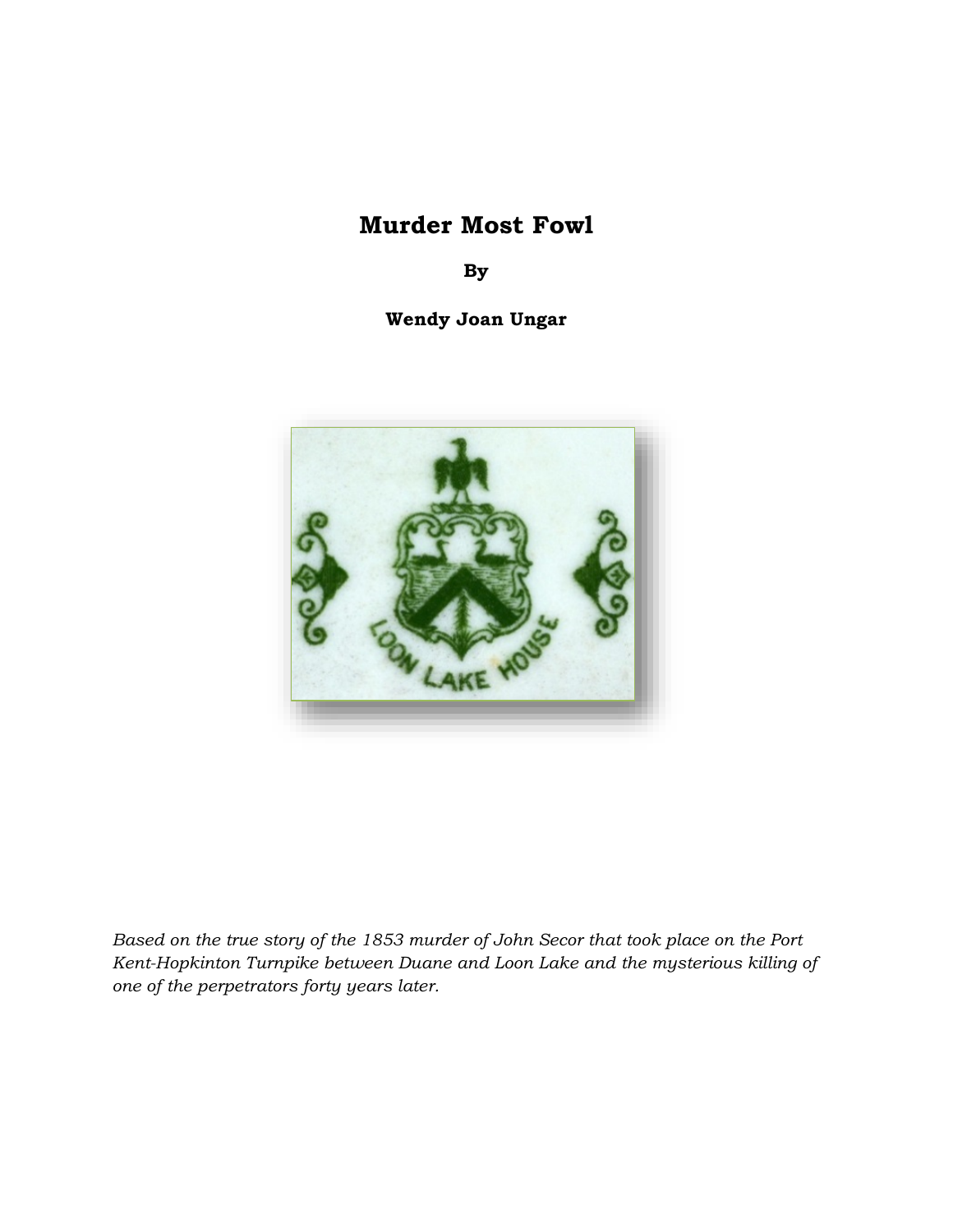# Murder Most Fowl

**By**

**Wendy Joan Ungar**

*Based on the true story of the 1853 murder of John Secor that took place on the Port Kent-Hopkinton Turnpike between Duane and Loon Lake and the mysterious killing of one of the perpetrators forty years later.*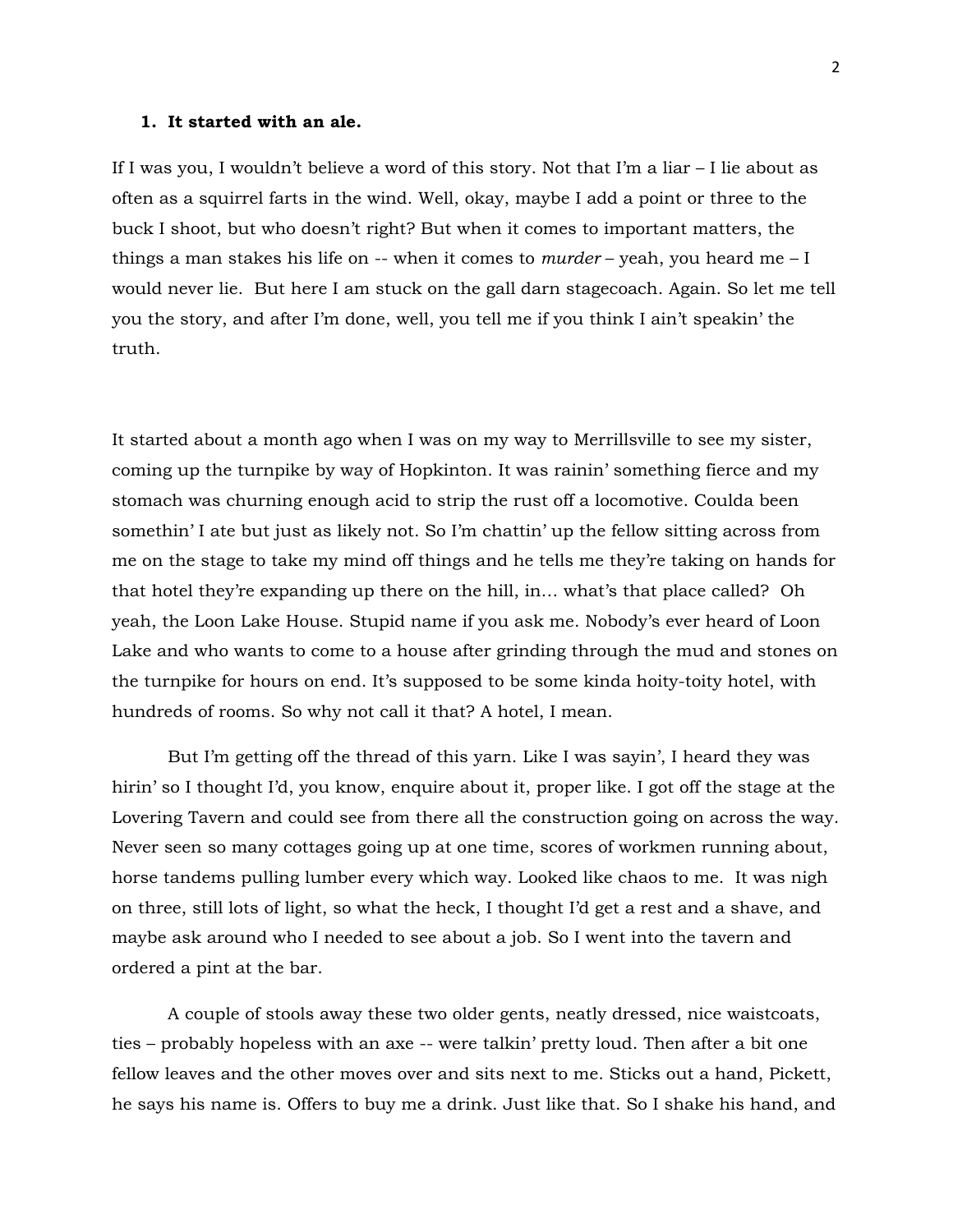## 1. It started with an ale.

If I was you, I wouldn't believe a word of this story. Not that I'm a liar – I lie about as often as a squirrel farts in the wind. Well, okay, maybe I add a point or three to the buck I shoot, but who doesn't right? But when it comes to important matters, the things a man stakes his life on -- when it comes to *murder* – yeah, you heard me – I would never lie. But here I am stuck on the gall darn stagecoach. Again. So let me tell you the story, and after I'm done, well, you tell me if you think I ain't speakin' the truth.

It started about a month ago when I was on my way to Merrillsville to see my sister, coming up the turnpike by way of Hopkinton. It was rainin' something fierce and my stomach was churning enough acid to strip the rust off a locomotive. Coulda been somethin' I ate but just as likely not. So I'm chattin' up the fellow sitting across from me on the stage to take my mind off things and he tells me they're taking on hands for that hotel they're expanding up there on the hill, in… what's that place called? Oh yeah, the Loon Lake House. Stupid name if you ask me. Nobody's ever heard of Loon Lake and who wants to come to a house after grinding through the mud and stones on the turnpike for hours on end. It's supposed to be some kinda hoity-toity hotel, with hundreds of rooms. So why not call it that? A hotel, I mean.

But I'm getting off the thread of this yarn. Like I was sayin', I heard they was hirin' so I thought I'd, you know, enquire about it, proper like. I got off the stage at the Lovering Tavern and could see from there all the construction going on across the way. Never seen so many cottages going up at one time, scores of workmen running about, horse tandems pulling lumber every which way. Looked like chaos to me. It was nigh on three, still lots of light, so what the heck, I thought I'd get a rest and a shave, and maybe ask around who I needed to see about a job. So I went into the tavern and ordered a pint at the bar.

A couple of stools away these two older gents, neatly dressed, nice waistcoats, ties – probably hopeless with an axe -- were talkin' pretty loud. Then after a bit one fellow leaves and the other moves over and sits next to me. Sticks out a hand, Pickett, he says his name is. Offers to buy me a drink. Just like that. So I shake his hand, and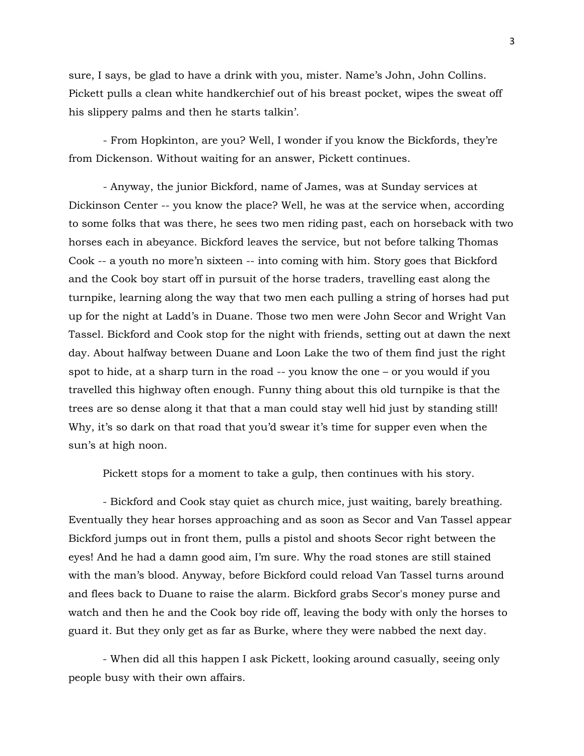sure, I says, be glad to have a drink with you, mister. Name's John, John Collins. Pickett pulls a clean white handkerchief out of his breast pocket, wipes the sweat off his slippery palms and then he starts talkin'.

- From Hopkinton, are you? Well, I wonder if you know the Bickfords, they're from Dickenson. Without waiting for an answer, Pickett continues.

- Anyway, the junior Bickford, name of James, was at Sunday services at Dickinson Center -- you know the place? Well, he was at the service when, according to some folks that was there, he sees two men riding past, each on horseback with two horses each in abeyance. Bickford leaves the service, but not before talking Thomas Cook -- a youth no more'n sixteen -- into coming with him. Story goes that Bickford and the Cook boy start off in pursuit of the horse traders, travelling east along the turnpike, learning along the way that two men each pulling a string of horses had put up for the night at Ladd's in Duane. Those two men were John Secor and Wright Van Tassel. Bickford and Cook stop for the night with friends, setting out at dawn the next day. About halfway between Duane and Loon Lake the two of them find just the right spot to hide, at a sharp turn in the road -- you know the one – or you would if you travelled this highway often enough. Funny thing about this old turnpike is that the trees are so dense along it that that a man could stay well hid just by standing still! Why, it's so dark on that road that you'd swear it's time for supper even when the sun's at high noon.

Pickett stops for a moment to take a gulp, then continues with his story.

- Bickford and Cook stay quiet as church mice, just waiting, barely breathing. Eventually they hear horses approaching and as soon as Secor and Van Tassel appear Bickford jumps out in front them, pulls a pistol and shoots Secor right between the eyes! And he had a damn good aim, I'm sure. Why the road stones are still stained with the man's blood. Anyway, before Bickford could reload Van Tassel turns around and flees back to Duane to raise the alarm. Bickford grabs Secor's money purse and watch and then he and the Cook boy ride off, leaving the body with only the horses to guard it. But they only get as far as Burke, where they were nabbed the next day.

- When did all this happen I ask Pickett, looking around casually, seeing only people busy with their own affairs.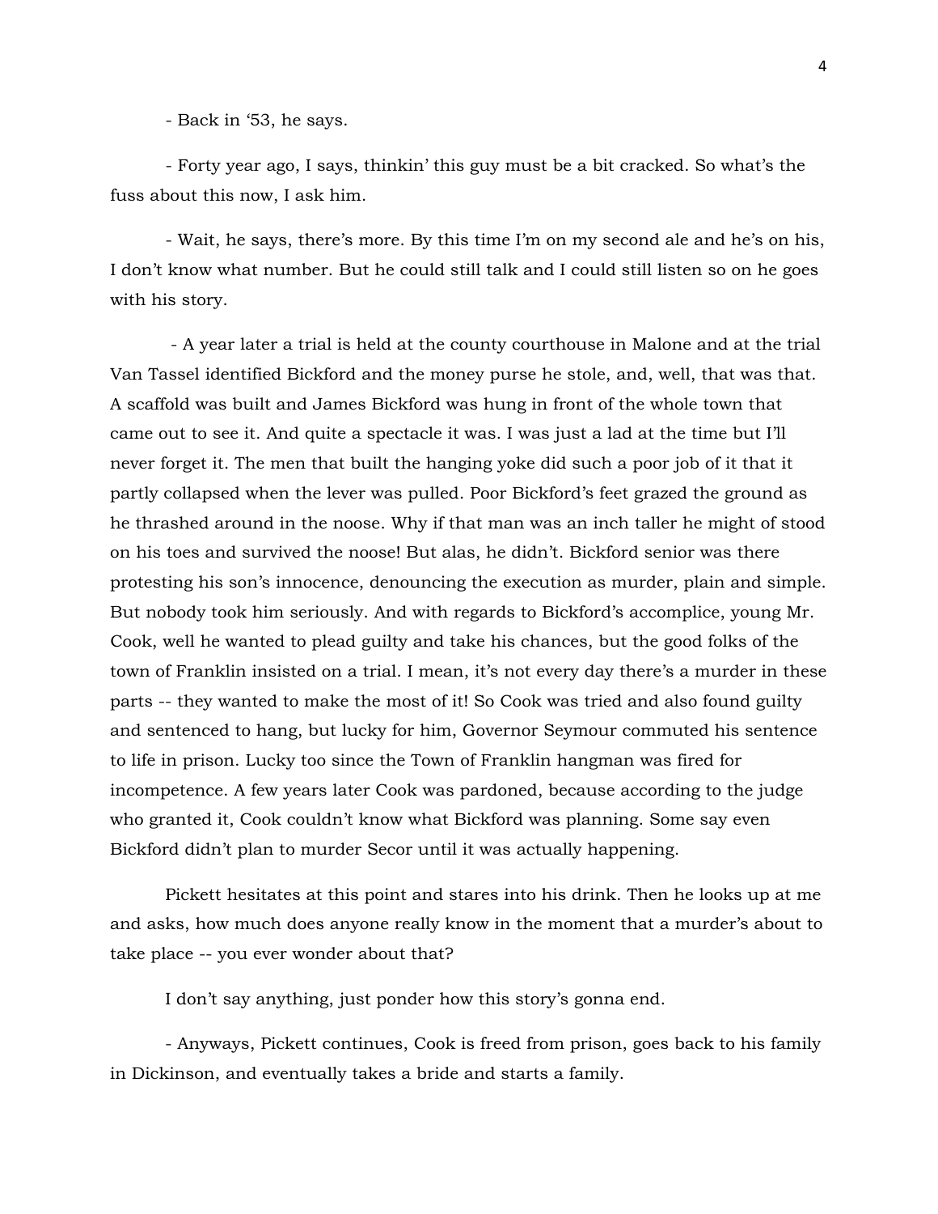- Back in ‘53, he says.

- Forty year ago, I says, thinkin’ this guy must be a bit cracked. So what’s the fuss about this now, I ask him.

- Wait, he says, there’s more. By this time I’m on my second ale and he’s on his, I don’t know what number. But he could still talk and I could still listen so on he goes with his story.

- A year later a trial is held at the county courthouse in Malone and at the trial Van Tassel identified Bickford and the money purse he stole, and, well, that was that. A scaffold was built and James Bickford was hung in front of the whole town that came out to see it. And quite a spectacle it was. I was just a lad at the time but I’ll never forget it. The men that built the hanging yoke did such a poor job of it that it partly collapsed when the lever was pulled. Poor Bickford’s feet grazed the ground as he thrashed around in the noose. Why if that man was an inch taller he might of stood on his toes and survived the noose! But alas, he didn’t. Bickford senior was there protesting his son’s innocence, denouncing the execution as murder, plain and simple. But nobody took him seriously. And with regards to Bickford’s accomplice, young Mr. Cook, well he wanted to plead guilty and take his chances, but the good folks of the town of Franklin insisted on a trial. I mean, it’s not every day there’s a murder in these parts -- they wanted to make the most of it! So Cook was tried and also found guilty and sentenced to hang, but lucky for him, Governor Seymour commuted his sentence to life in prison. Lucky too since the Town of Franklin hangman was fired for incompetence. A few years later Cook was pardoned, because according to the judge who granted it, Cook couldn’t know what Bickford was planning. Some say even Bickford didn’t plan to murder Secor until it was actually happening.

Pickett hesitates at this point and stares into his drink. Then he looks up at me and asks, how much does anyone really know in the moment that a murder’s about to take place -- you ever wonder about that?

I don’t say anything, just ponder how this story’s gonna end.

- Anyways, Pickett continues, Cook is freed from prison, goes back to his family in Dickinson, and eventually takes a bride and starts a family.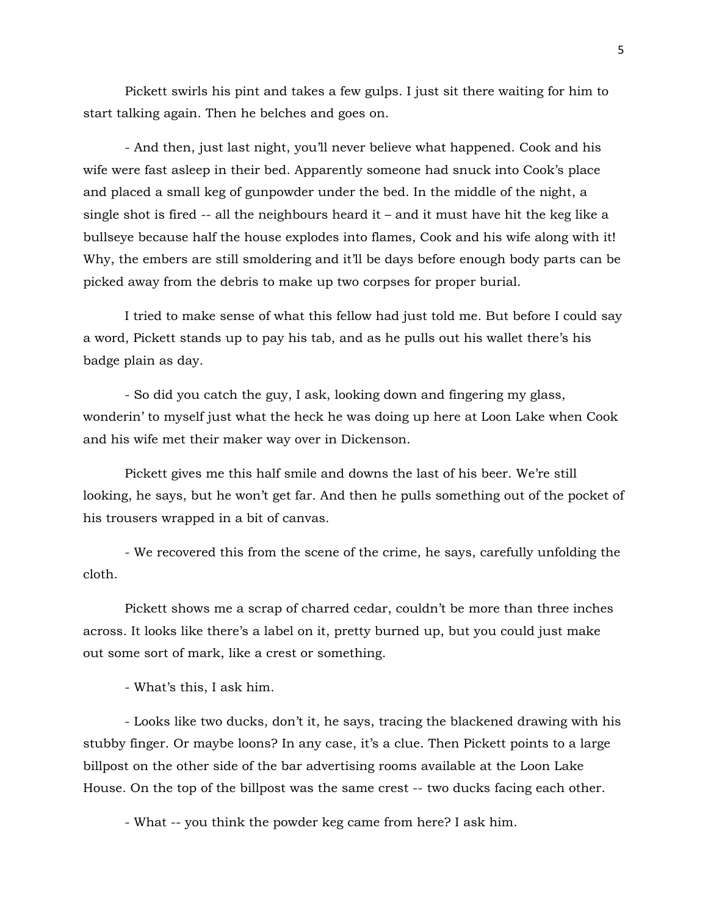Pickett swirls his pint and takes a few gulps. I just sit there waiting for him to start talking again. Then he belches and goes on.

- And then, just last night, you'll never believe what happened. Cook and his wife were fast asleep in their bed. Apparently someone had snuck into Cook's place and placed a small keg of gunpowder under the bed. In the middle of the night, a single shot is fired -- all the neighbours heard it – and it must have hit the keg like a bullseye because half the house explodes into flames, Cook and his wife along with it! Why, the embers are still smoldering and it'll be days before enough body parts can be picked away from the debris to make up two corpses for proper burial.

I tried to make sense of what this fellow had just told me. But before I could say a word, Pickett stands up to pay his tab, and as he pulls out his wallet there's his badge plain as day.

- So did you catch the guy, I ask, looking down and fingering my glass, wonderin' to myself just what the heck he was doing up here at Loon Lake when Cook and his wife met their maker way over in Dickenson.

Pickett gives me this half smile and downs the last of his beer. We're still looking, he says, but he won't get far. And then he pulls something out of the pocket of his trousers wrapped in a bit of canvas.

- We recovered this from the scene of the crime, he says, carefully unfolding the cloth.

Pickett shows me a scrap of charred cedar, couldn't be more than three inches across. It looks like there's a label on it, pretty burned up, but you could just make out some sort of mark, like a crest or something.

- What's this, I ask him.

- Looks like two ducks, don't it, he says, tracing the blackened drawing with his stubby finger. Or maybe loons? In any case, it's a clue. Then Pickett points to a large billpost on the other side of the bar advertising rooms available at the Loon Lake House. On the top of the billpost was the same crest -- two ducks facing each other.

- What -- you think the powder keg came from here? I ask him.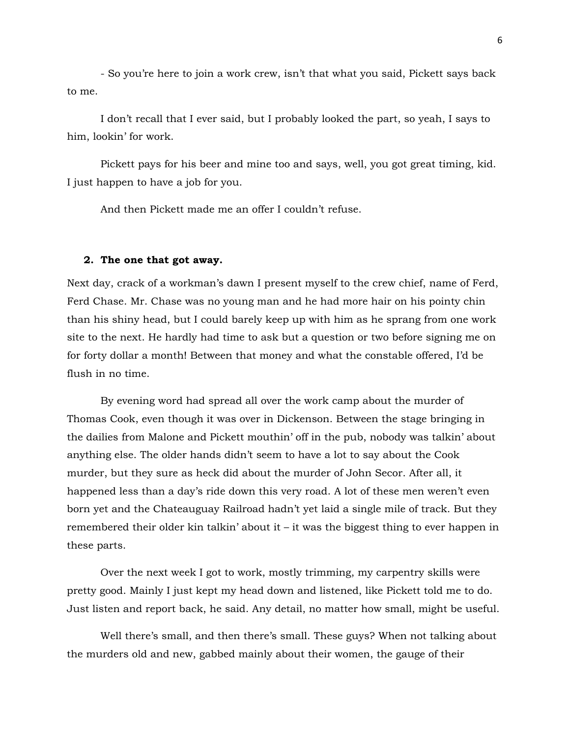- So you're here to join a work crew, isn't that what you said, Pickett says back to me.

I don't recall that I ever said, but I probably looked the part, so yeah, I says to him, lookin' for work.

Pickett pays for his beer and mine too and says, well, you got great timing, kid. I just happen to have a job for you.

And then Pickett made me an offer I couldn't refuse.

## 2. The one that got away.

Next day, crack of a workman's dawn I present myself to the crew chief, name of Ferd, Ferd Chase. Mr. Chase was no young man and he had more hair on his pointy chin than his shiny head, but I could barely keep up with him as he sprang from one work site to the next. He hardly had time to ask but a question or two before signing me on for forty dollar a month! Between that money and what the constable offered, I'd be flush in no time.

By evening word had spread all over the work camp about the murder of Thomas Cook, even though it was over in Dickenson. Between the stage bringing in the dailies from Malone and Pickett mouthin' off in the pub, nobody was talkin' about anything else. The older hands didn't seem to have a lot to say about the Cook murder, but they sure as heck did about the murder of John Secor. After all, it happened less than a day's ride down this very road. A lot of these men weren't even born yet and the Chateauguay Railroad hadn't yet laid a single mile of track. But they remembered their older kin talkin' about it – it was the biggest thing to ever happen in these parts.

Over the next week I got to work, mostly trimming, my carpentry skills were pretty good. Mainly I just kept my head down and listened, like Pickett told me to do. Just listen and report back, he said. Any detail, no matter how small, might be useful.

Well there's small, and then there's small. These guys? When not talking about the murders old and new, gabbed mainly about their women, the gauge of their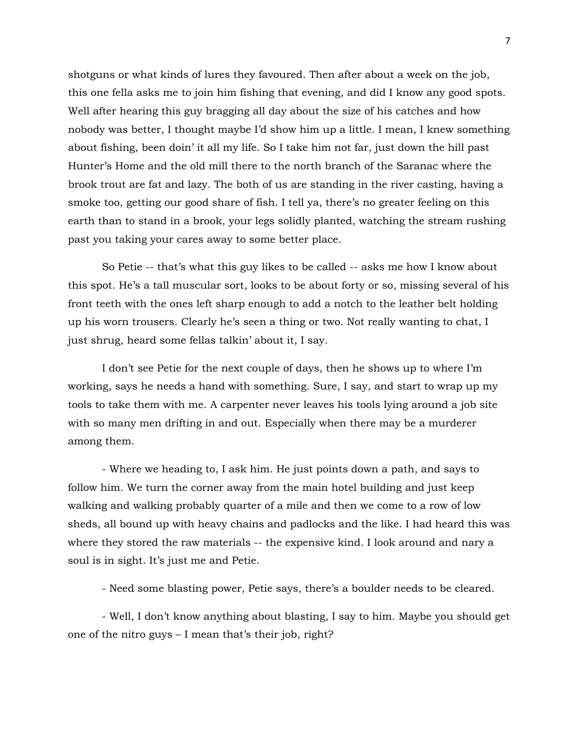shotguns or what kinds of lures they favoured. Then after about a week on the job, this one fella asks me to join him fishing that evening, and did I know any good spots. Well after hearing this guy bragging all day about the size of his catches and how nobody was better, I thought maybe I'd show him up a little. I mean, I knew something about fishing, been doin' it all my life. So I take him not far, just down the hill past Hunter's Home and the old mill there to the north branch of the Saranac where the brook trout are fat and lazy. The both of us are standing in the river casting, having a smoke too, getting our good share of fish. I tell ya, there's no greater feeling on this earth than to stand in a brook, your legs solidly planted, watching the stream rushing past you taking your cares away to some better place.

So Petie -- that's what this guy likes to be called -- asks me how I know about this spot. He's a tall muscular sort, looks to be about forty or so, missing several of his front teeth with the ones left sharp enough to add a notch to the leather belt holding up his worn trousers. Clearly he's seen a thing or two. Not really wanting to chat, I just shrug, heard some fellas talkin' about it, I say.

I don't see Petie for the next couple of days, then he shows up to where I'm working, says he needs a hand with something. Sure, I say, and start to wrap up my tools to take them with me. A carpenter never leaves his tools lying around a job site with so many men drifting in and out. Especially when there may be a murderer among them.

- Where we heading to, I ask him. He just points down a path, and says to follow him. We turn the corner away from the main hotel building and just keep walking and walking probably quarter of a mile and then we come to a row of low sheds, all bound up with heavy chains and padlocks and the like. I had heard this was where they stored the raw materials -- the expensive kind. I look around and nary a soul is in sight. It's just me and Petie.

- Need some blasting power, Petie says, there's a boulder needs to be cleared.

- Well, I don't know anything about blasting, I say to him. Maybe you should get one of the nitro guys – I mean that's their job, right?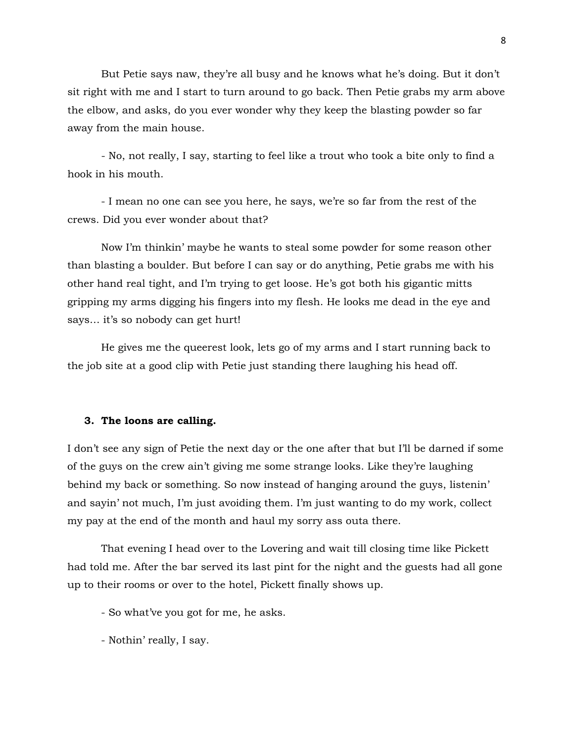But Petie says naw, they're all busy and he knows what he's doing. But it don't sit right with me and I start to turn around to go back. Then Petie grabs my arm above the elbow, and asks, do you ever wonder why they keep the blasting powder so far away from the main house.

- No, not really, I say, starting to feel like a trout who took a bite only to find a hook in his mouth.

- I mean no one can see you here, he says, we're so far from the rest of the crews. Did you ever wonder about that?

Now I'm thinkin' maybe he wants to steal some powder for some reason other than blasting a boulder. But before I can say or do anything, Petie grabs me with his other hand real tight, and I'm trying to get loose. He's got both his gigantic mitts gripping my arms digging his fingers into my flesh. He looks me dead in the eye and says… it's so nobody can get hurt!

He gives me the queerest look, lets go of my arms and I start running back to the job site at a good clip with Petie just standing there laughing his head off.

### 3. The loons are calling.

I don't see any sign of Petie the next day or the one after that but I'll be darned if some of the guys on the crew ain't giving me some strange looks. Like they're laughing behind my back or something. So now instead of hanging around the guys, listenin' and sayin' not much, I'm just avoiding them. I'm just wanting to do my work, collect my pay at the end of the month and haul my sorry ass outa there.

That evening I head over to the Lovering and wait till closing time like Pickett had told me. After the bar served its last pint for the night and the guests had all gone up to their rooms or over to the hotel, Pickett finally shows up.

- So what've you got for me, he asks.

- Nothin' really, I say.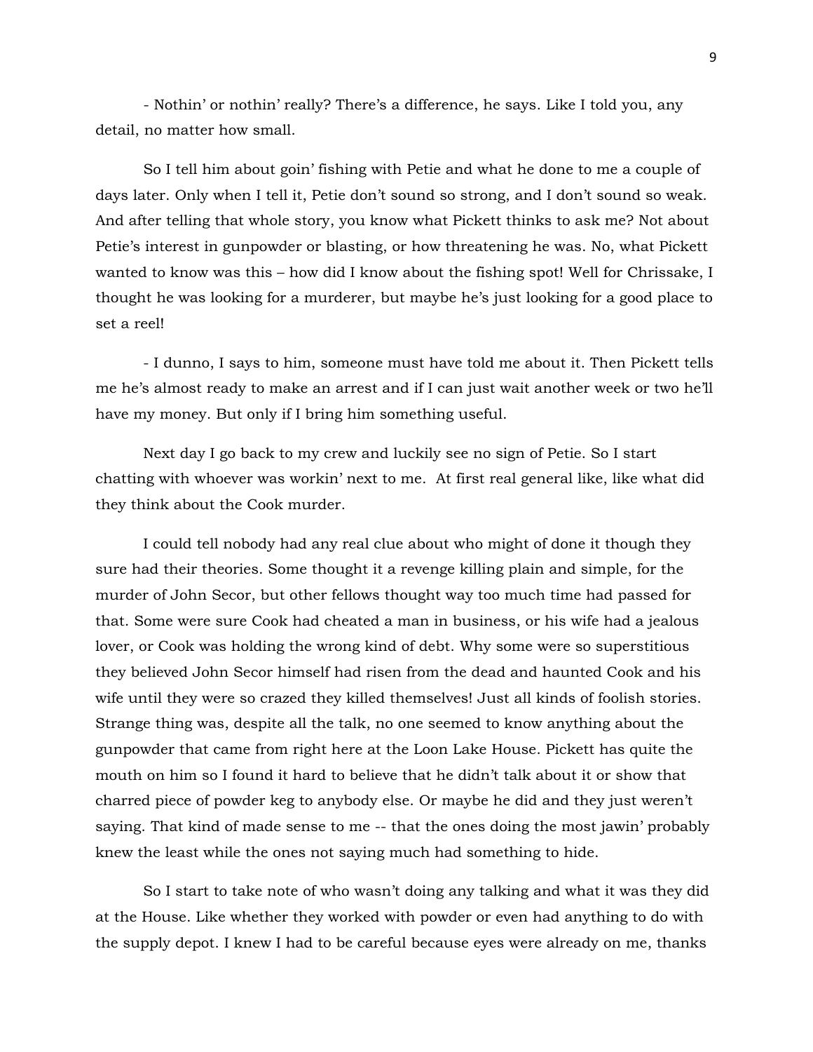- Nothin' or nothin' really? There's a difference, he says. Like I told you, any detail, no matter how small.

So I tell him about goin' fishing with Petie and what he done to me a couple of days later. Only when I tell it, Petie don't sound so strong, and I don't sound so weak. And after telling that whole story, you know what Pickett thinks to ask me? Not about Petie's interest in gunpowder or blasting, or how threatening he was. No, what Pickett wanted to know was this – how did I know about the fishing spot! Well for Chrissakes, I thought he was looking for a murderer, but maybe he's just looking for a good place to set a reel!

- I dunno, I says to him, someone must have told me about it. Then Pickett tells me he's almost ready to make an arrest and if I can just wait another week or two he'll have my money. But only if I bring him something useful.

Next day I go back to my crew and luckily see no sign of Petie. So I start chatting with whoever was workin' next to me.  At first real general like, like what did they think about the Cook murder.

I could tell nobody had any real clue about who might of done it though they sure had their theories. Some thought it a revenge killing plain and simple, for the murder of John Secor, but other fellows thought way too much time had passed for that. Some were sure Cook had cheated a man in business, or his wife had a jealous lover, or Cook was holding the wrong kind of debt. Why some were so superstitious they believed John Secor himself had risen from the dead and haunted Cook and his wife until they were so crazed they killed themselves! Just all kinds of foolish stories. Strange thing was, despite all the talk, no one seemed to know anything about the gunpowder that came from right here at the Loon Lake House. Pickett has quite the mouth on him so I found it hard to believe that he didn't talk about it or show that charred piece of powder keg to anybody else. Or maybe he did and they just weren't saying. That kind of made sense to me -- that the ones doing the most jawin' probably knew the least while the ones not saying much had something to hide.

So I start to take note of who wasn't doing any talking and what it was they did at the House. Like whether they worked with powder or even had anything to do with the supply depot. I knew I had to be careful because eyes were already on me, thanks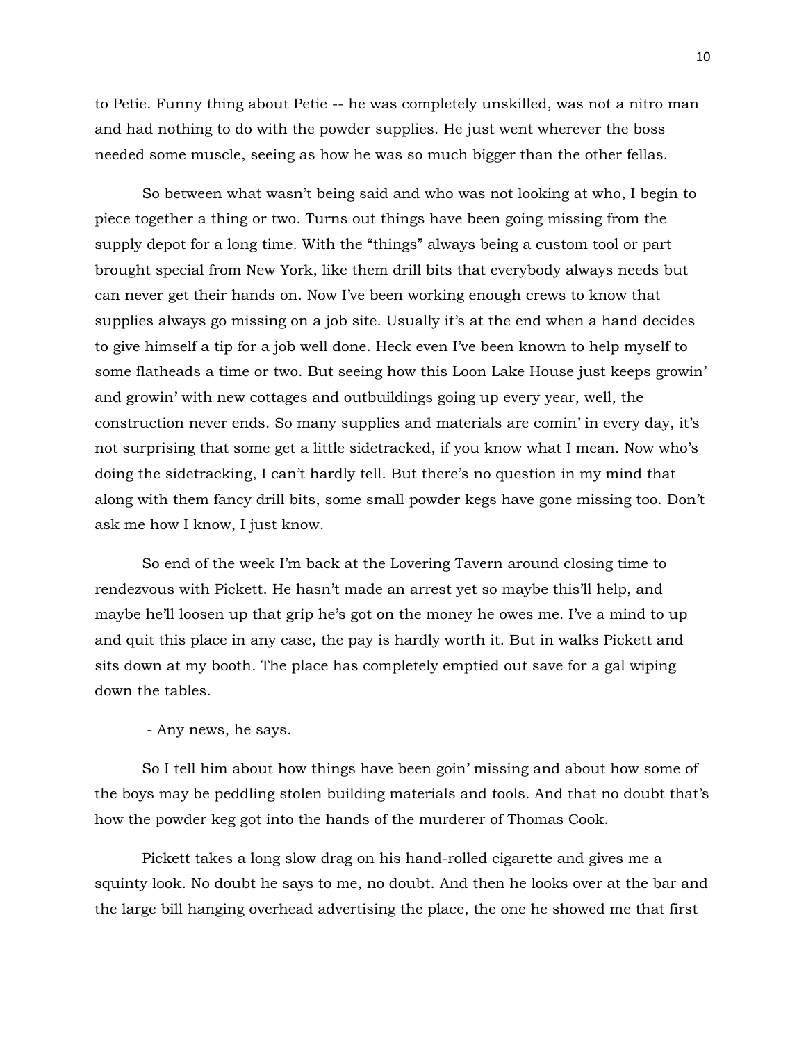to Petie. Funny thing about Petie -- he was completely unskilled, was not a nitro man and had nothing to do with the powder supplies. He just went wherever the boss needed some muscle, seeing as how he was so much bigger than the other fellas.

So between what wasn't being said and who was not looking at who, I begin to piece together a thing or two. Turns out things have been going missing from the supply depot for a long time. With the "things" always being a custom tool or part brought special from New York, like them drill bits that everybody always needs but can never get their hands on. Now I've been working enough crews to know that supplies always go missing on a job site. Usually it's at the end when a hand decides to give himself a tip for a job well done. Heck even I've been known to help myself to some flatheads a time or two. But seeing how this Loon Lake House just keeps growin' and growin' with new cottages and outbuildings going up every year, well, the construction never ends. So many supplies and materials are comin' in every day, it's not surprising that some get a little sidetracked, if you know what I mean. Now who's doing the sidetracking, I can't hardly tell. But there's no question in my mind that along with them fancy drill bits, some small powder kegs have gone missing too. Don't ask me how I know, I just know.

So end of the week I'm back at the Lovering Tavern around closing time to rendezvous with Pickett. He hasn't made an arrest yet so maybe this'll help, and maybe he'll loosen up that grip he's got on the money he owes me. I've a mind to up and quit this place in any case, the pay is hardly worth it. But in walks Pickett and sits down at my booth. The place has completely emptied out save for a gal wiping down the tables.

- Any news, he says.

So I tell him about how things have been goin' missing and about how some of the boys may be peddling stolen building materials and tools. And that no doubt that's how the powder keg got into the hands of the murderer of Thomas Cook.

Pickett takes a long slow drag on his hand-rolled cigarette and gives me a squinty look. No doubt he says to me, no doubt. And then he looks over at the bar and the large bill hanging overhead advertising the place, the one he showed me that first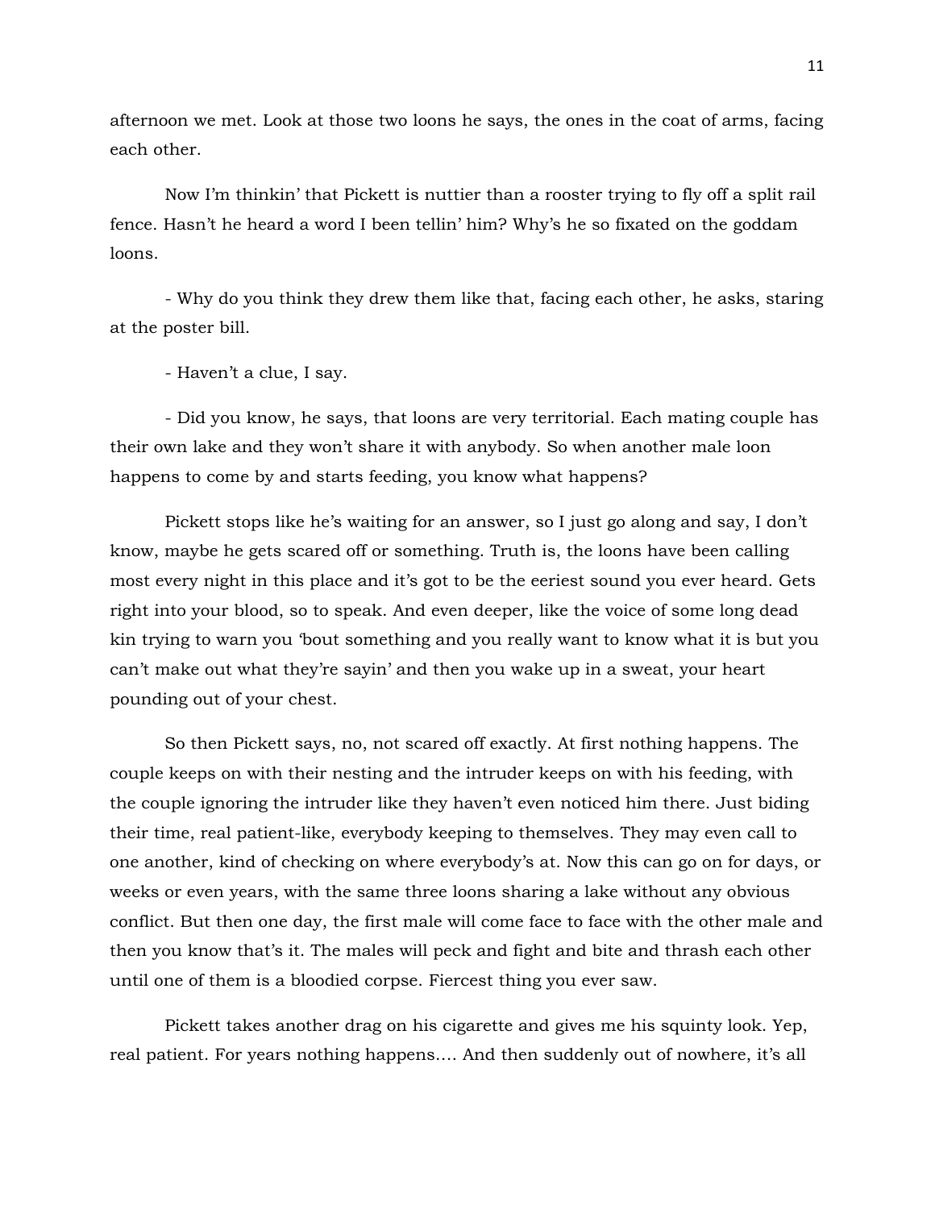afternoon we met. Look at those two loons he says, the ones in the coat of arms, facing each other.

Now I'm thinkin' that Pickett is nuttier than a rooster trying to fly off a split rail fence. Hasn't he heard a word I been tellin' him? Why's he so fixated on the goddam loons.

- Why do you think they drew them like that, facing each other, he asks, staring at the poster bill.

- Haven't a clue, I say.

- Did you know, he says, that loons are very territorial. Each mating couple has their own lake and they won't share it with anybody. So when another male loon happens to come by and starts feeding, you know what happens?

Pickett stops like he's waiting for an answer, so I just go along and say, I don't know, maybe he gets scared off or something. Truth is, the loons have been calling most every night in this place and it's got to be the eeriest sound you ever heard. Gets right into your blood, so to speak. And even deeper, like the voice of some long dead kin trying to warn you 'bout something and you really want to know what it is but you can't make out what they're sayin' and then you wake up in a sweat, your heart pounding out of your chest.

So then Pickett says, no, not scared off exactly. At first nothing happens. The couple keeps on with their nesting and the intruder keeps on with his feeding, with the couple ignoring the intruder like they haven't even noticed him there. Just biding their time, real patient-like, everybody keeping to themselves. They may even call to one another, kind of checking on where everybody's at. Now this can go on for days, or weeks or even years, with the same three loons sharing a lake without any obvious conflict. But then one day, the first male will come face to face with the other male and then you know that's it. The males will peck and fight and bite and thrash each other until one of them is a bloodied corpse. Fiercest thing you ever saw.

Pickett takes another drag on his cigarette and gives me his squinty look. Yep, real patient. For years nothing happens…. And then suddenly out of nowhere, it's all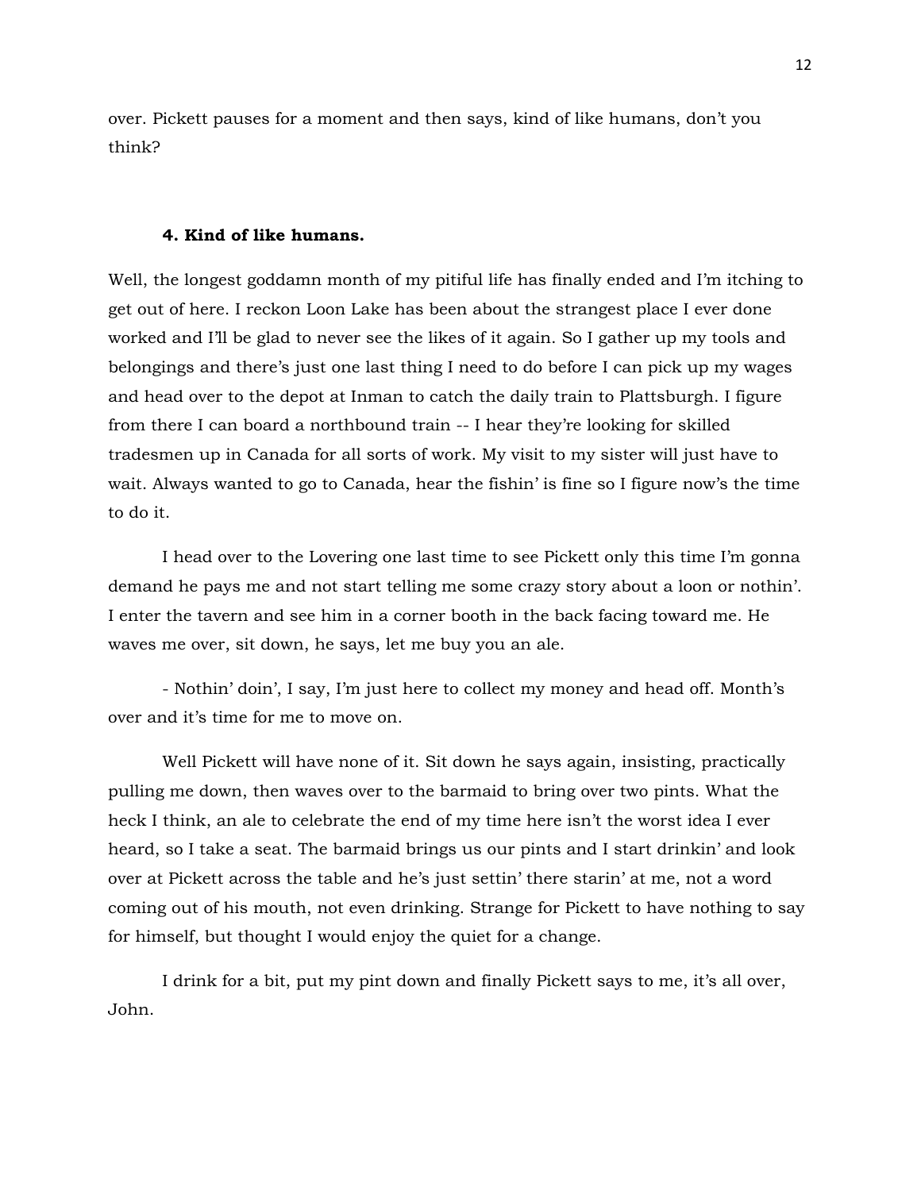over. Pickett pauses for a moment and then says, kind of like humans, don't you think?

### **4. Kind of like humans.**

Well, the longest goddamn month of my pitiful life has finally ended and I'm itching to get out of here. I reckon Loon Lake has been about the strangest place I ever done worked and I'll be glad to never see the likes of it again. So I gather up my tools and belongings and there's just one last thing I need to do before I can pick up my wages and head over to the depot at Inman to catch the daily train to Plattsburgh. I figure from there I can board a northbound train -- I hear they're looking for skilled tradesmen up in Canada for all sorts of work. My visit to my sister will just have to wait. Always wanted to go to Canada, hear the fishin' is fine so I figure now's the time to do it.

I head over to the Lovering one last time to see Pickett only this time I'm gonna demand he pays me and not start telling me some crazy story about a loon or nothin'. I enter the tavern and see him in a corner booth in the back facing toward me. He waves me over, sit down, he says, let me buy you an ale.

- Nothin' doin', I say, I'm just here to collect my money and head off. Month's over and it's time for me to move on.

Well Pickett will have none of it. Sit down he says again, insisting, practically pulling me down, then waves over to the barmaid to bring over two pints. What the heck I think, an ale to celebrate the end of my time here isn't the worst idea I ever heard, so I take a seat. The barmaid brings us our pints and I start drinkin' and look over at Pickett across the table and he's just settin' there starin' at me, not a word coming out of his mouth, not even drinking. Strange for Pickett to have nothing to say for himself, but thought I would enjoy the quiet for a change.

I drink for a bit, put my pint down and finally Pickett says to me, it's all over, John.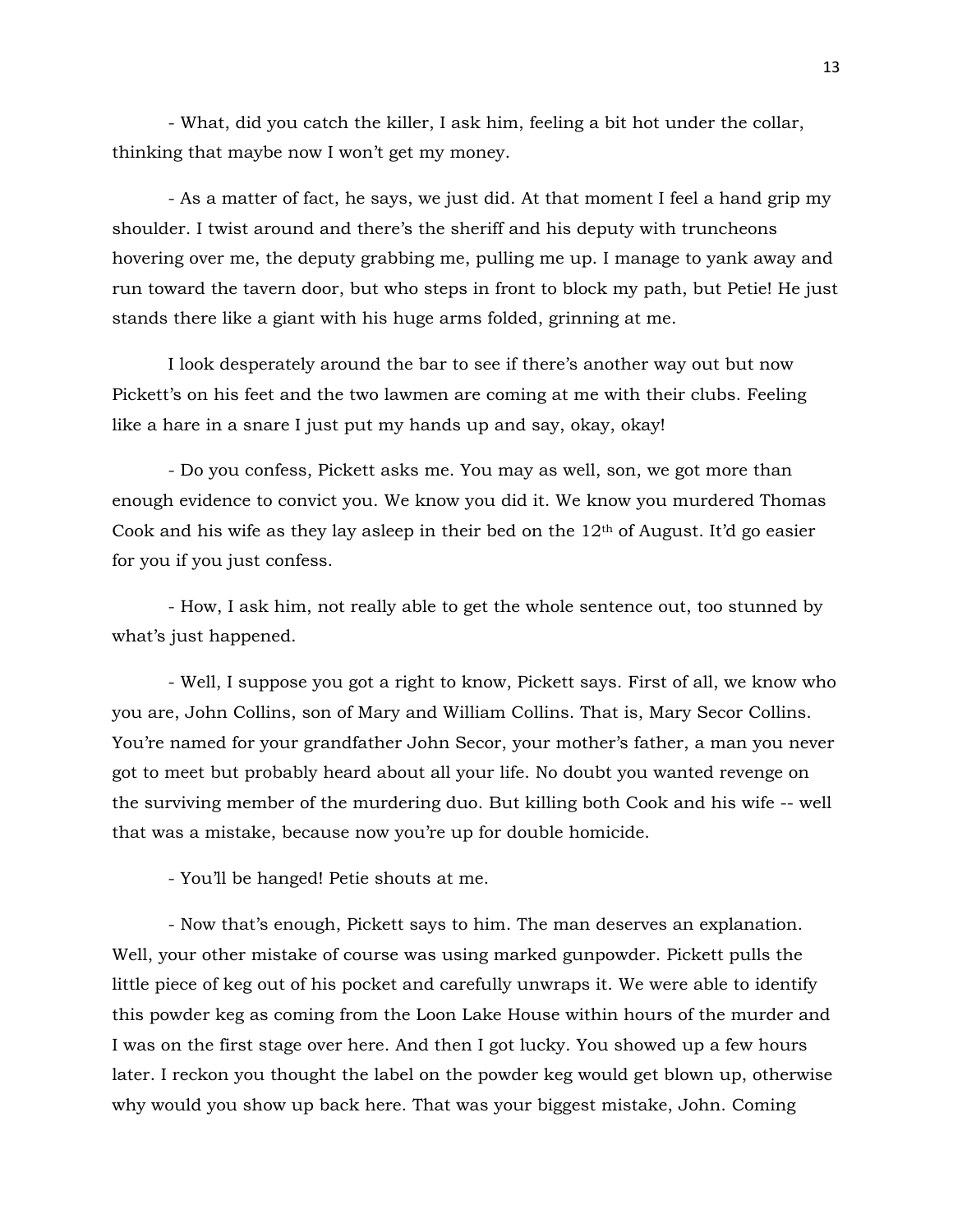- What, did you catch the killer, I ask him, feeling a bit hot under the collar, thinking that maybe now I won't get my money.

- As a matter of fact, he says, we just did. At that moment I feel a hand grip my shoulder. I twist around and there's the sheriff and his deputy with truncheons hovering over me, the deputy grabbing me, pulling me up. I manage to yank away and run toward the tavern door, but who steps in front to block my path, but Petie! He just stands there like a giant with his huge arms folded, grinning at me.

I look desperately around the bar to see if there's another way out but now Pickett's on his feet and the two lawmen are coming at me with their clubs. Feeling like a hare in a snare I just put my hands up and say, okay, okay!

- Do you confess, Pickett asks me. You may as well, son, we got more than enough evidence to convict you. We know you did it. We know you murdered Thomas Cook and his wife as they lay asleep in their bed on the 12th of August. It'd go easier for you if you just confess.

- How, I ask him, not really able to get the whole sentence out, too stunned by what's just happened.

- Well, I suppose you got a right to know, Pickett says. First of all, we know who you are, John Collins, son of Mary and William Collins. That is, Mary Secor Collins. You're named for your grandfather John Secor, your mother's father, a man you never got to meet but probably heard about all your life. No doubt you wanted revenge on the surviving member of the murdering duo. But killing both Cook and his wife -- well that was a mistake, because now you're up for double homicide.

- You'll be hanged! Petie shouts at me.

- Now that's enough, Pickett says to him. The man deserves an explanation. Well, your other mistake of course was using marked gunpowder. Pickett pulls the little piece of keg out of his pocket and carefully unwraps it. We were able to identify this powder keg as coming from the Loon Lake House within hours of the murder and I was on the first stage over here. And then I got lucky. You showed up a few hours later. I reckon you thought the label on the powder keg would get blown up, otherwise why would you show up back here. That was your biggest mistake, John. Coming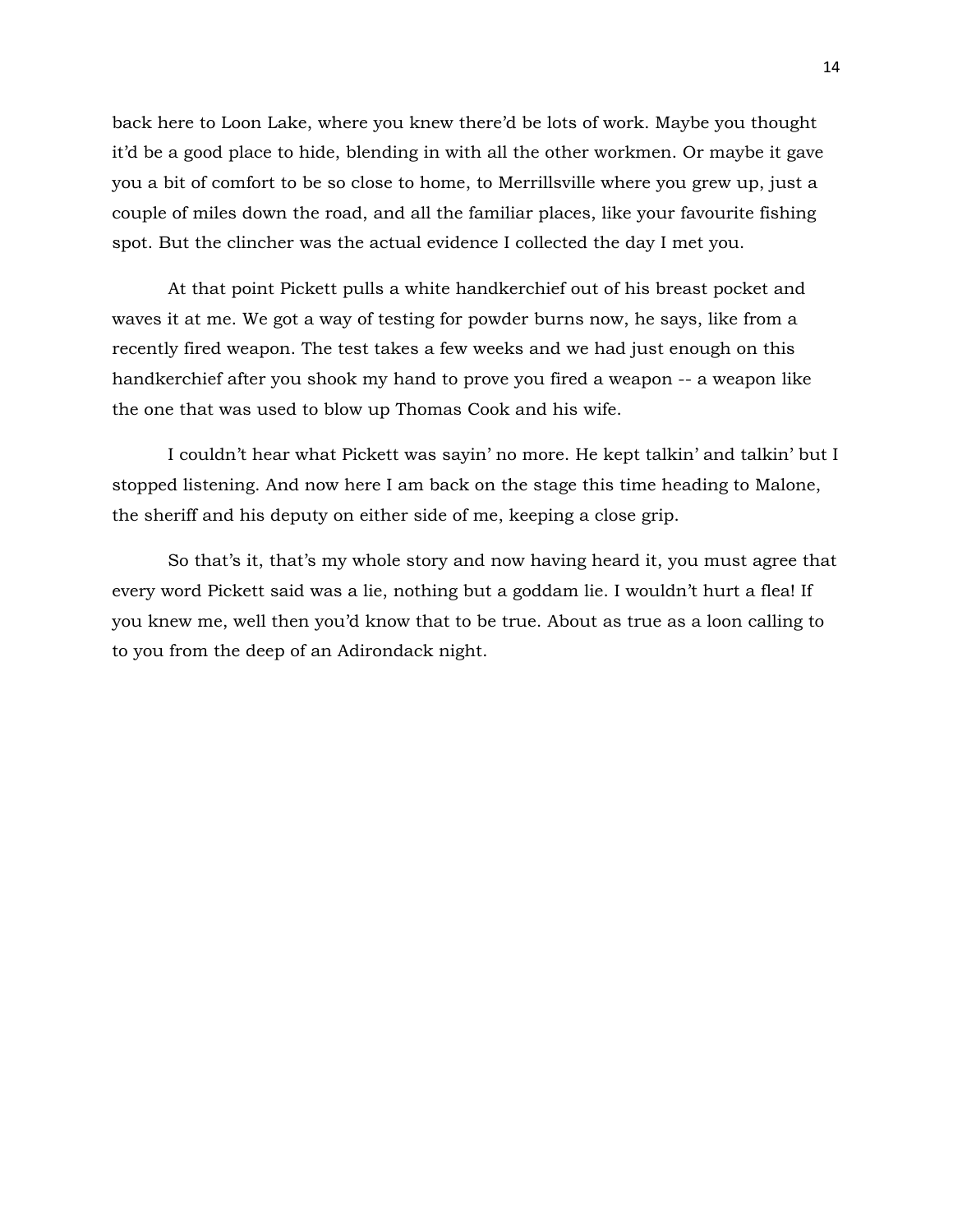back here to Loon Lake, where you knew there'd be lots of work. Maybe you thought it'd be a good place to hide, blending in with all the other workmen. Or maybe it gave you a bit of comfort to be so close to home, to Merrillsville where you grew up, just a couple of miles down the road, and all the familiar places, like your favourite fishing spot. But the clincher was the actual evidence I collected the day I met you.

At that point Pickett pulls a white handkerchief out of his breast pocket and waves it at me. We got a way of testing for powder burns now, he says, like from a recently fired weapon. The test takes a few weeks and we had just enough on this handkerchief after you shook my hand to prove you fired a weapon -- a weapon like the one that was used to blow up Thomas Cook and his wife.

I couldn't hear what Pickett was sayin' no more. He kept talkin' and talkin' but I stopped listening. And now here I am back on the stage this time heading to Malone, the sheriff and his deputy on either side of me, keeping a close grip.

So that's it, that's my whole story and now having heard it, you must agree that every word Pickett said was a lie, nothing but a goddam lie. I wouldn't hurt a flea! If you knew me, well then you'd know that to be true. About as true as a loon calling to to you from the deep of an Adirondack night.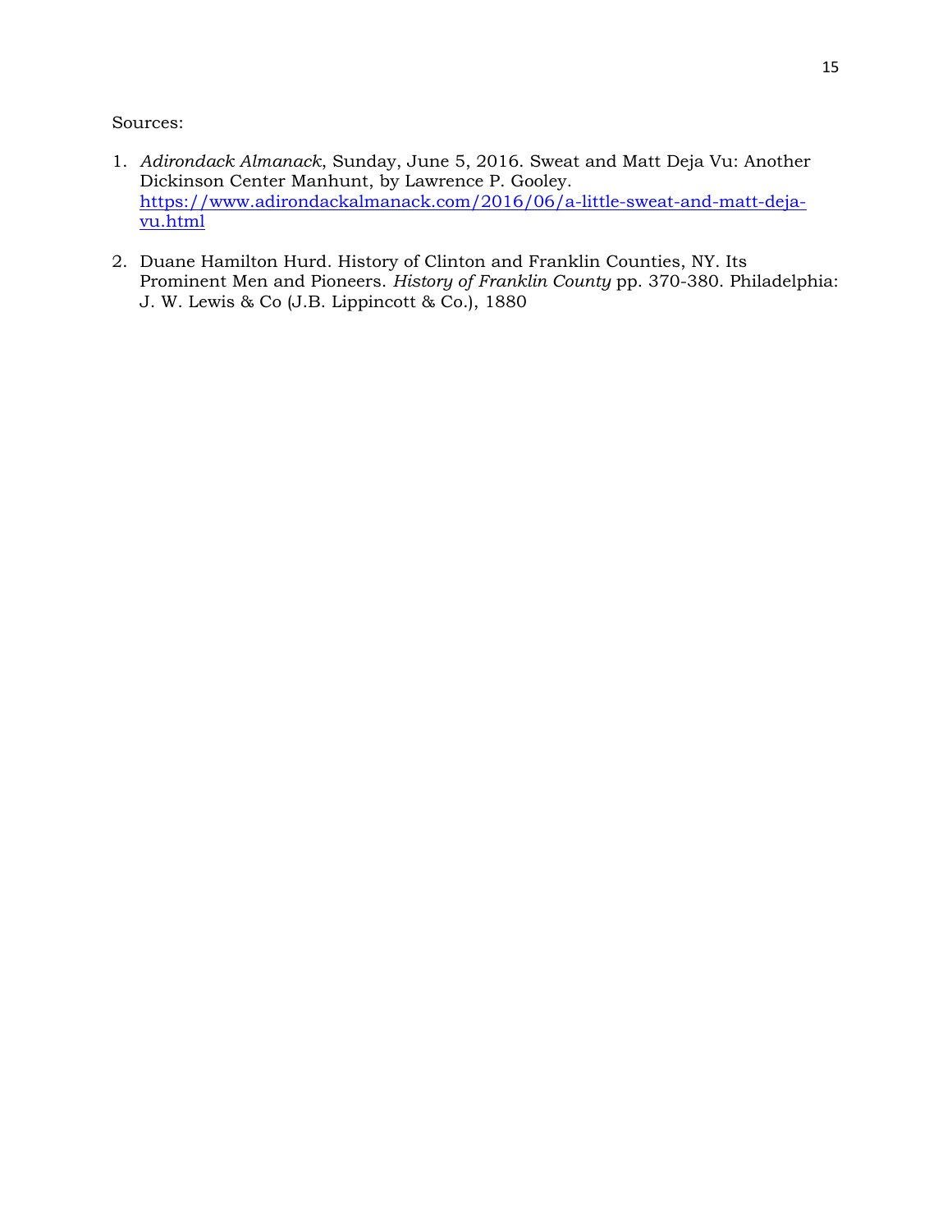Sources:

1. *Adirondack Almanack*, Sunday, June 5, 2016. Sweat and Matt Deja Vu: Another Dickinson Center Manhunt, by Lawrence P. Gooley. https://www.adirondackalmanack.com/2016/06/a-little-sweat-and-matt-deja-vu.html

2. Duane Hamilton Hurd. History of Clinton and Franklin Counties, NY. Its Prominent Men and Pioneers. *History of Franklin County* pp. 370-380. Philadelphia: J. W. Lewis & Co (J.B. Lippincott & Co.), 1880